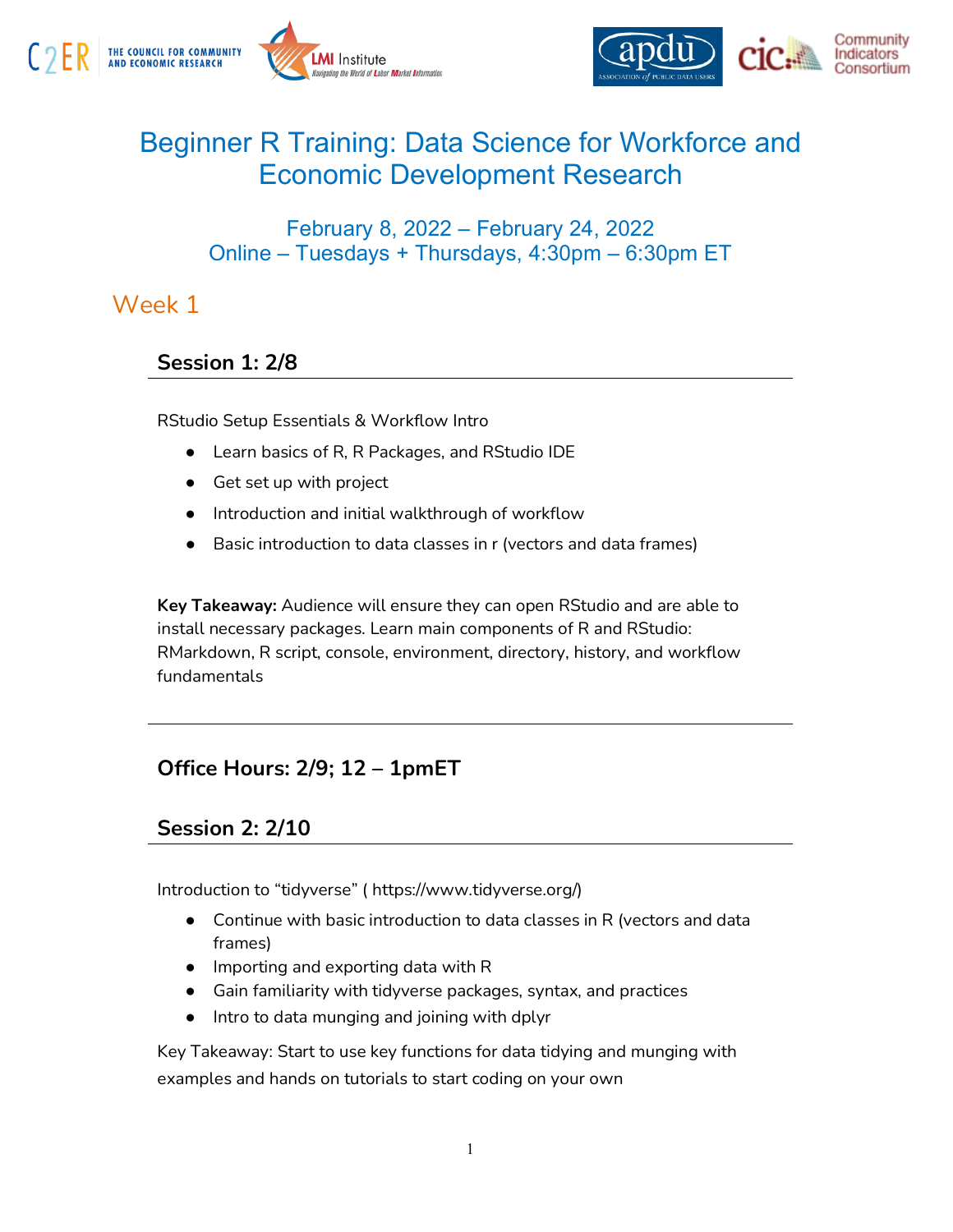# Beginner R Training: Data Science for Workforce and Economic Development Research

## February 8, 2022 – February 24, 2022
## Online – Tuesdays + Thursdays, 4:30pm – 6:30pm ET

## Week 1

### Session 1: 2/8

RStudio Setup Essentials & Workflow Intro

- Learn basics of R, R Packages, and RStudio IDE
- Get set up with project
- Introduction and initial walkthrough of workflow
- Basic introduction to data classes in r (vectors and data frames)

**Key Takeaway:** Audience will ensure they can open RStudio and are able to install necessary packages. Learn main components of R and RStudio: RMarkdown, R script, console, environment, directory, history, and workflow fundamentals

---

### Office Hours: 2/9; 12 – 1pmET

### Session 2: 2/10

Introduction to "tidyverse" ( https://www.tidyverse.org/)

- Continue with basic introduction to data classes in R (vectors and data frames)
- Importing and exporting data with R
- Gain familiarity with tidyverse packages, syntax, and practices
- Intro to data munging and joining with dplyr

Key Takeaway: Start to use key functions for data tidying and munging with examples and hands on tutorials to start coding on your own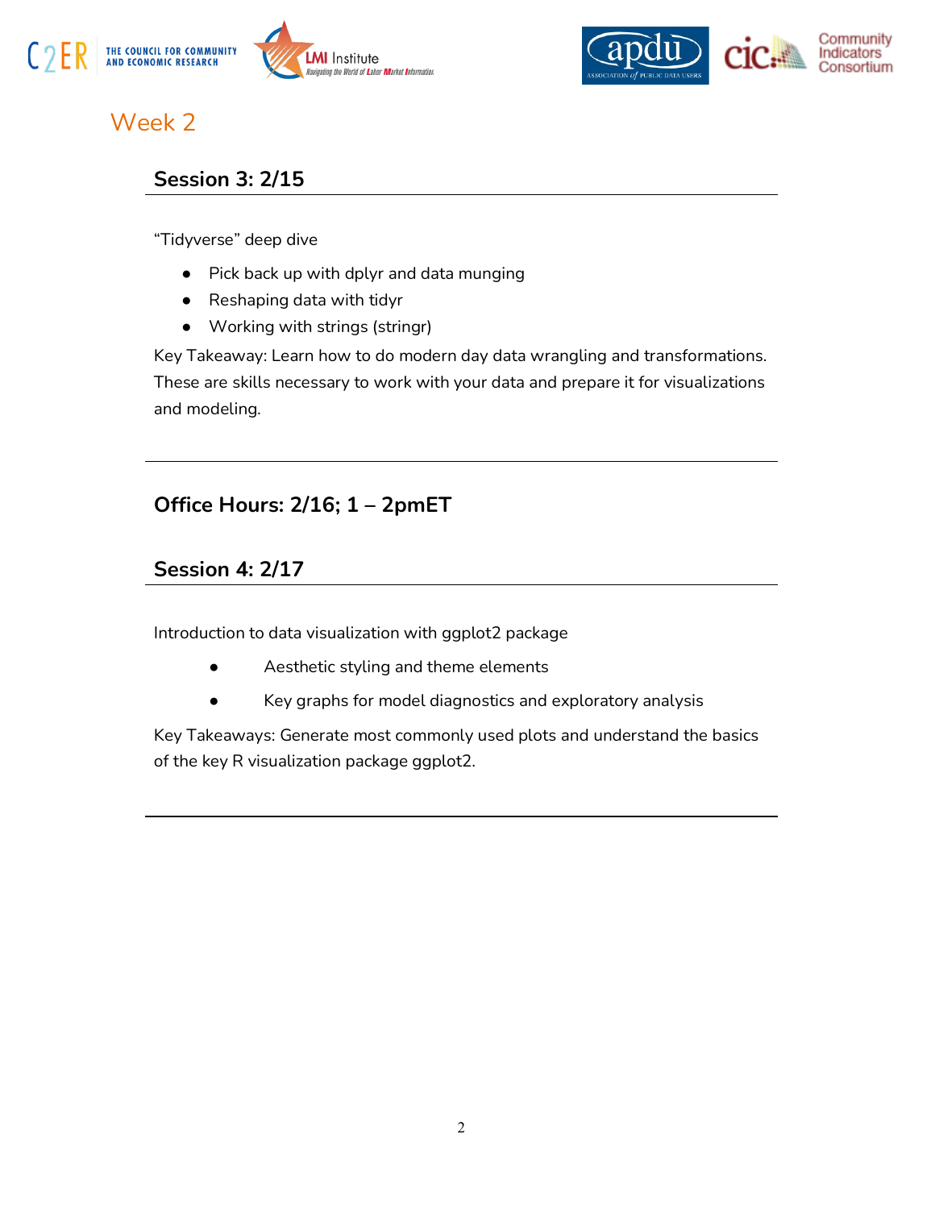# Week 2

## Session 3: 2/15

"Tidyverse" deep dive

- Pick back up with dplyr and data munging
- Reshaping data with tidyr
- Working with strings (stringr)

Key Takeaway: Learn how to do modern day data wrangling and transformations. These are skills necessary to work with your data and prepare it for visualizations and modeling.

---

## Office Hours: 2/16; 1 – 2pmET

## Session 4: 2/17

Introduction to data visualization with ggplot2 package

- Aesthetic styling and theme elements
- Key graphs for model diagnostics and exploratory analysis

Key Takeaways: Generate most commonly used plots and understand the basics of the key R visualization package ggplot2.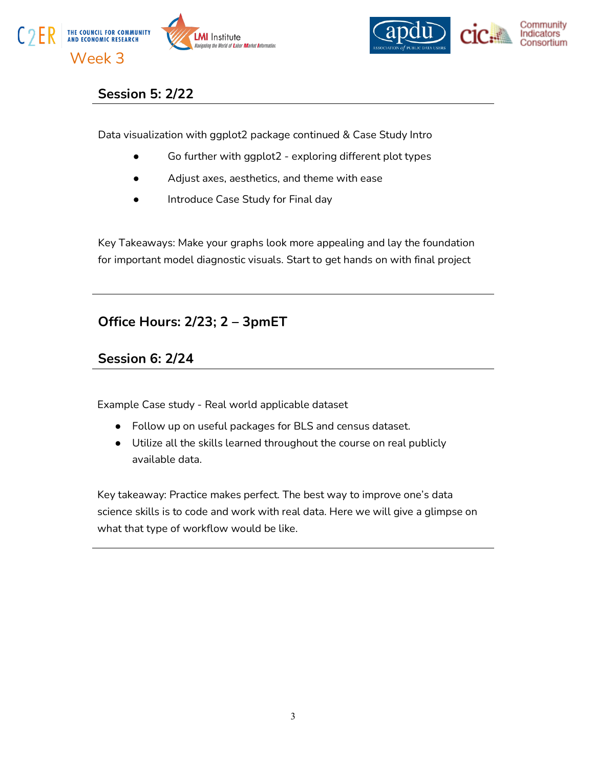Week 3

## Session 5: 2/22

Data visualization with ggplot2 package continued & Case Study Intro

- Go further with ggplot2 - exploring different plot types
- Adjust axes, aesthetics, and theme with ease
- Introduce Case Study for Final day

Key Takeaways: Make your graphs look more appealing and lay the foundation for important model diagnostic visuals. Start to get hands on with final project

## Office Hours: 2/23; 2 – 3pmET

## Session 6: 2/24

Example Case study - Real world applicable dataset

- Follow up on useful packages for BLS and census dataset.
- Utilize all the skills learned throughout the course on real publicly available data.

Key takeaway: Practice makes perfect. The best way to improve one's data science skills is to code and work with real data. Here we will give a glimpse on what that type of workflow would be like.